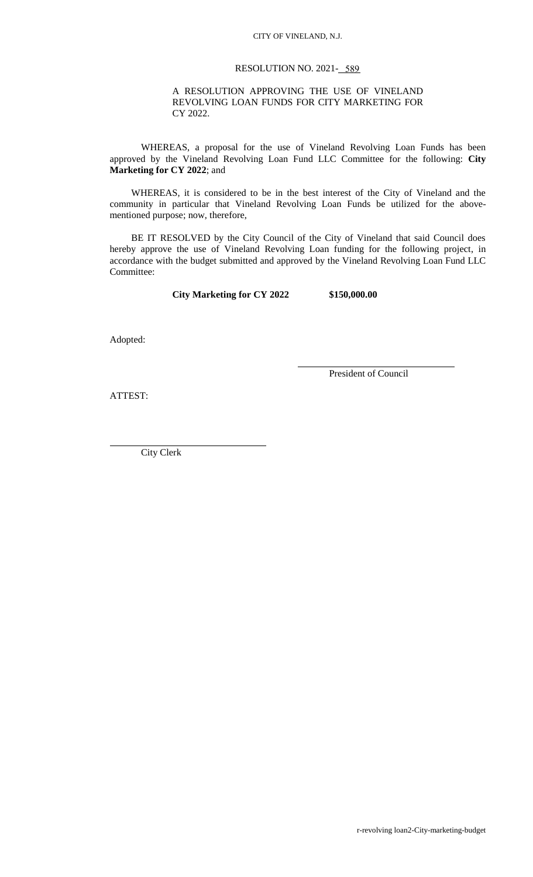CITY OF VINELAND, N.J.

RESOLUTION NO. 2021- 589

A RESOLUTION APPROVING THE USE OF VINELAND REVOLVING LOAN FUNDS FOR CITY MARKETING FOR CY 2022.

WHEREAS, a proposal for the use of Vineland Revolving Loan Funds has been approved by the Vineland Revolving Loan Fund LLC Committee for the following: **City Marketing for CY 2022**; and

WHEREAS, it is considered to be in the best interest of the City of Vineland and the community in particular that Vineland Revolving Loan Funds be utilized for the above-mentioned purpose; now, therefore,

BE IT RESOLVED by the City Council of the City of Vineland that said Council does hereby approve the use of Vineland Revolving Loan funding for the following project, in accordance with the budget submitted and approved by the Vineland Revolving Loan Fund LLC Committee:

**City Marketing for CY 2022** **$150,000.00**

Adopted:

\_\_\_\_\_\_\_\_\_\_\_\_\_\_\_\_\_\_\_\_\_\_\_\_\_\_\_\_\_\_
President of Council

ATTEST:

\_\_\_\_\_\_\_\_\_\_\_\_\_\_\_\_\_\_\_\_\_\_\_\_\_\_\_\_\_\_
City Clerk

r-revolving loan2-City-marketing-budget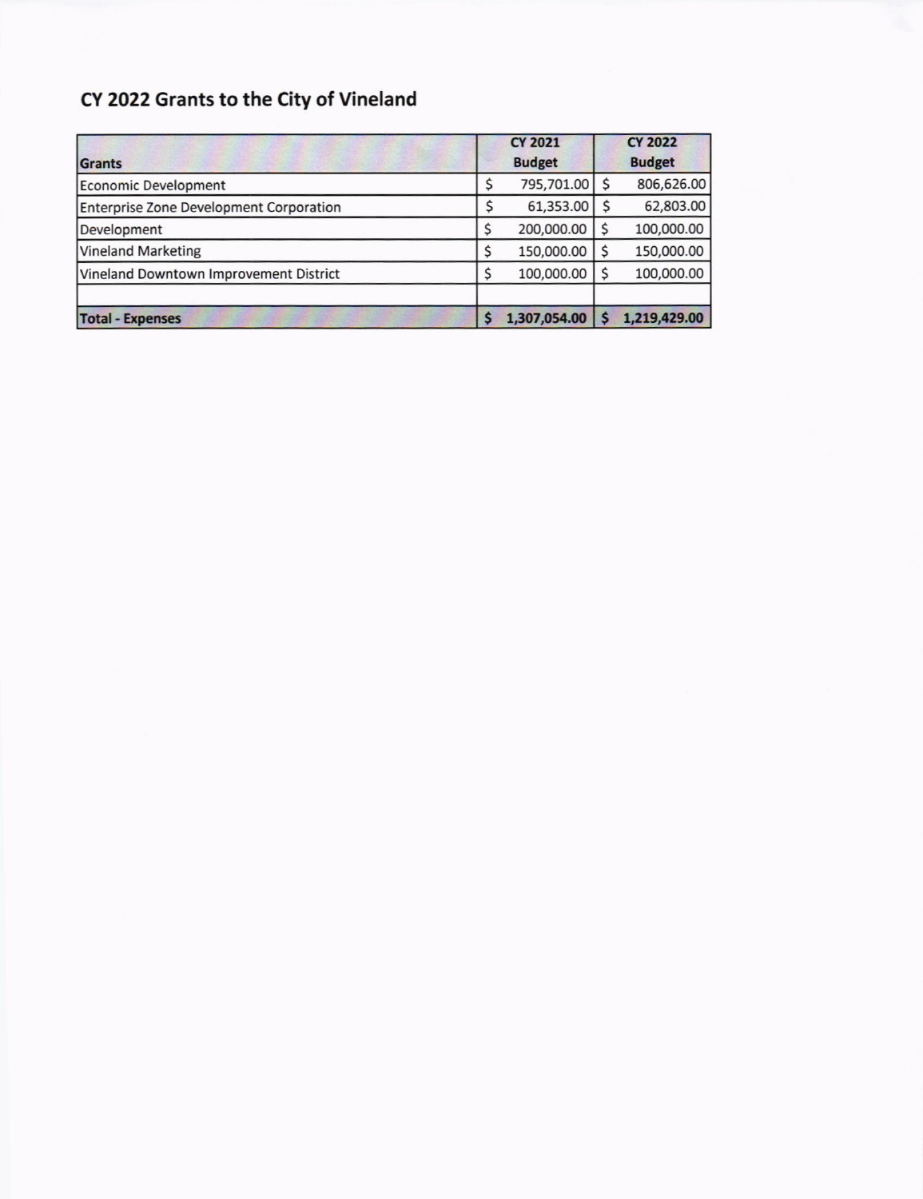## CY 2022 Grants to the City of Vineland

| Grants | CY 2021 Budget | CY 2022 Budget |
|---|---|---|
| Economic Development | $ 795,701.00 | $ 806,626.00 |
| Enterprise Zone Development Corporation | $ 61,353.00 | $ 62,803.00 |
| Development | $ 200,000.00 | $ 100,000.00 |
| Vineland Marketing | $ 150,000.00 | $ 150,000.00 |
| Vineland Downtown Improvement District | $ 100,000.00 | $ 100,000.00 |
| | | |
| **Total - Expenses** | **$ 1,307,054.00** | **$ 1,219,429.00** |